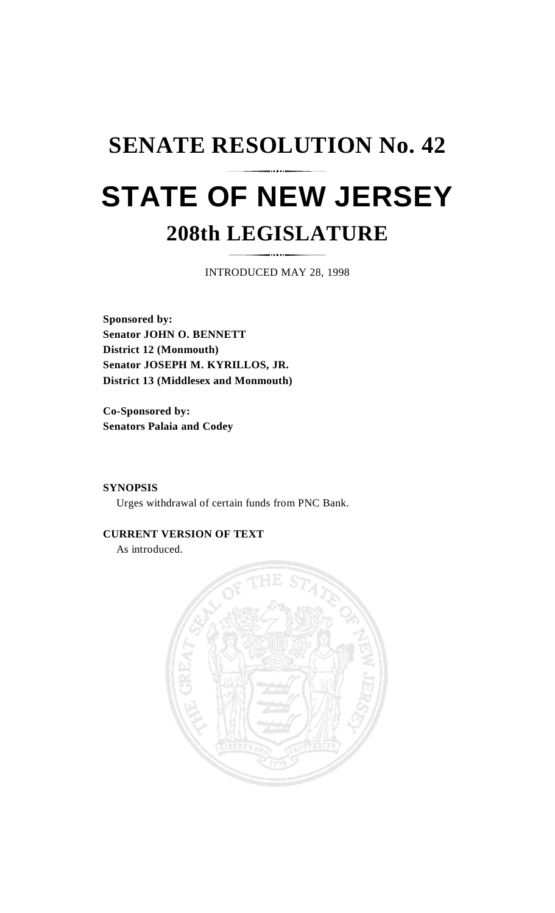# SENATE RESOLUTION No. 42

# STATE OF NEW JERSEY

## 208th LEGISLATURE

INTRODUCED MAY 28, 1998

**Sponsored by:**
**Senator JOHN O. BENNETT**
**District 12 (Monmouth)**
**Senator JOSEPH M. KYRILLOS, JR.**
**District 13 (Middlesex and Monmouth)**

**Co-Sponsored by:**
**Senators Palaia and Codey**

**SYNOPSIS**

Urges withdrawal of certain funds from PNC Bank.

**CURRENT VERSION OF TEXT**

As introduced.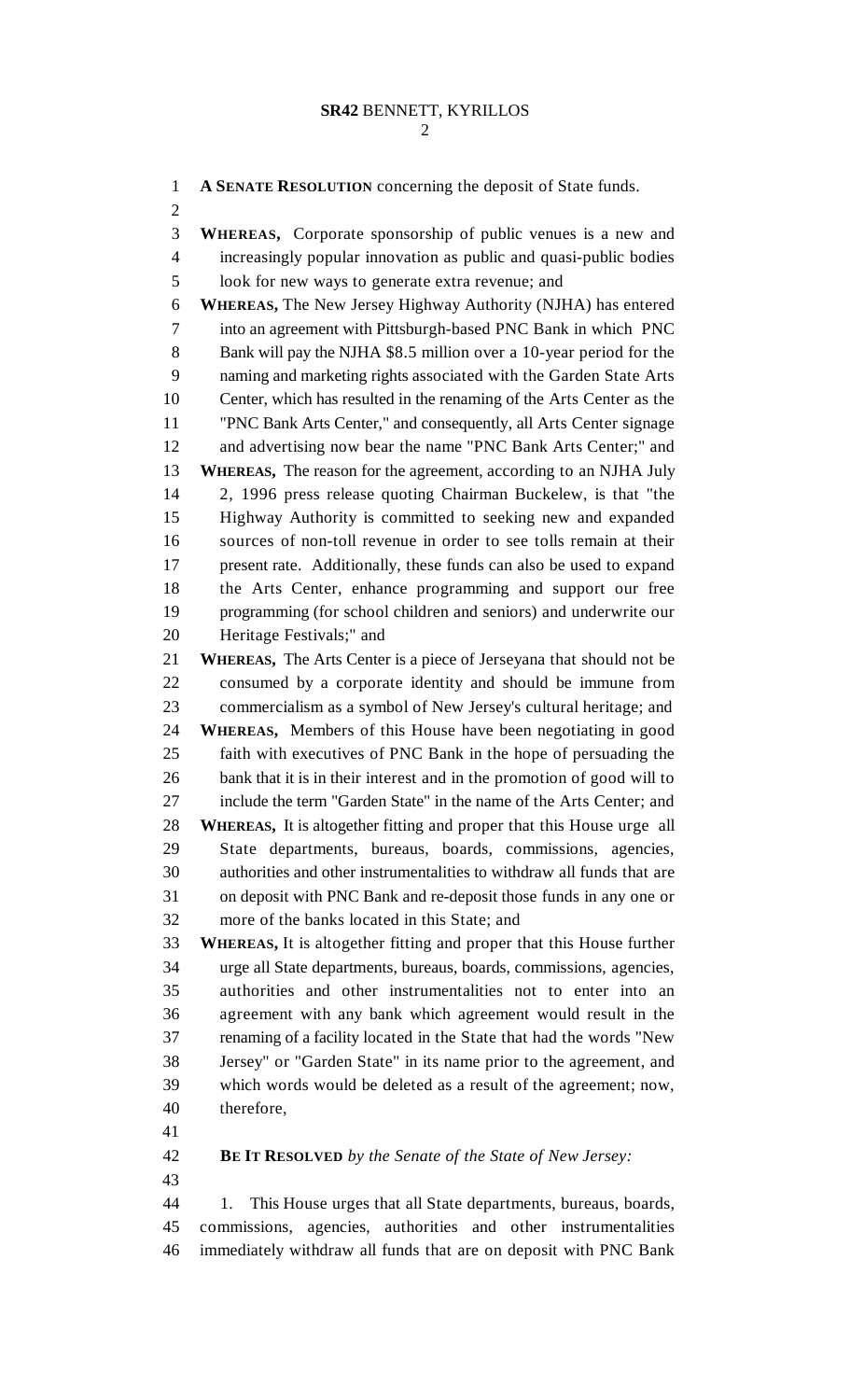**A SENATE RESOLUTION** concerning the deposit of State funds.

**WHEREAS,** Corporate sponsorship of public venues is a new and increasingly popular innovation as public and quasi-public bodies look for new ways to generate extra revenue; and

**WHEREAS,** The New Jersey Highway Authority (NJHA) has entered into an agreement with Pittsburgh-based PNC Bank in which PNC Bank will pay the NJHA $8.5 million over a 10-year period for the naming and marketing rights associated with the Garden State Arts Center, which has resulted in the renaming of the Arts Center as the "PNC Bank Arts Center," and consequently, all Arts Center signage and advertising now bear the name "PNC Bank Arts Center;" and

**WHEREAS,** The reason for the agreement, according to an NJHA July 2, 1996 press release quoting Chairman Buckelew, is that "the Highway Authority is committed to seeking new and expanded sources of non-toll revenue in order to see tolls remain at their present rate. Additionally, these funds can also be used to expand the Arts Center, enhance programming and support our free programming (for school children and seniors) and underwrite our Heritage Festivals;" and

**WHEREAS,** The Arts Center is a piece of Jerseyana that should not be consumed by a corporate identity and should be immune from commercialism as a symbol of New Jersey's cultural heritage; and

**WHEREAS,** Members of this House have been negotiating in good faith with executives of PNC Bank in the hope of persuading the bank that it is in their interest and in the promotion of good will to include the term "Garden State" in the name of the Arts Center; and

**WHEREAS,** It is altogether fitting and proper that this House urge all State departments, bureaus, boards, commissions, agencies, authorities and other instrumentalities to withdraw all funds that are on deposit with PNC Bank and re-deposit those funds in any one or more of the banks located in this State; and

**WHEREAS,** It is altogether fitting and proper that this House further urge all State departments, bureaus, boards, commissions, agencies, authorities and other instrumentalities not to enter into an agreement with any bank which agreement would result in the renaming of a facility located in the State that had the words "New Jersey" or "Garden State" in its name prior to the agreement, and which words would be deleted as a result of the agreement; now, therefore,

**BE IT RESOLVED** *by the Senate of the State of New Jersey:*

1. This House urges that all State departments, bureaus, boards, commissions, agencies, authorities and other instrumentalities immediately withdraw all funds that are on deposit with PNC Bank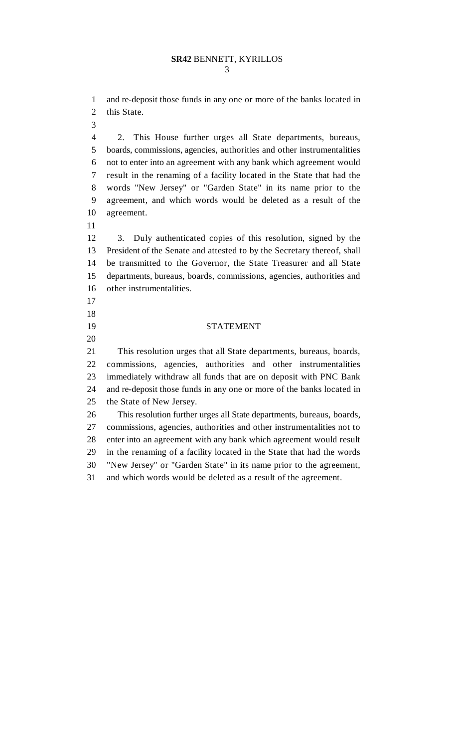and re-deposit those funds in any one or more of the banks located in this State.

2. This House further urges all State departments, bureaus, boards, commissions, agencies, authorities and other instrumentalities not to enter into an agreement with any bank which agreement would result in the renaming of a facility located in the State that had the words "New Jersey" or "Garden State" in its name prior to the agreement, and which words would be deleted as a result of the agreement.

3. Duly authenticated copies of this resolution, signed by the President of the Senate and attested to by the Secretary thereof, shall be transmitted to the Governor, the State Treasurer and all State departments, bureaus, boards, commissions, agencies, authorities and other instrumentalities.

## STATEMENT

This resolution urges that all State departments, bureaus, boards, commissions, agencies, authorities and other instrumentalities immediately withdraw all funds that are on deposit with PNC Bank and re-deposit those funds in any one or more of the banks located in the State of New Jersey.

This resolution further urges all State departments, bureaus, boards, commissions, agencies, authorities and other instrumentalities not to enter into an agreement with any bank which agreement would result in the renaming of a facility located in the State that had the words "New Jersey" or "Garden State" in its name prior to the agreement, and which words would be deleted as a result of the agreement.